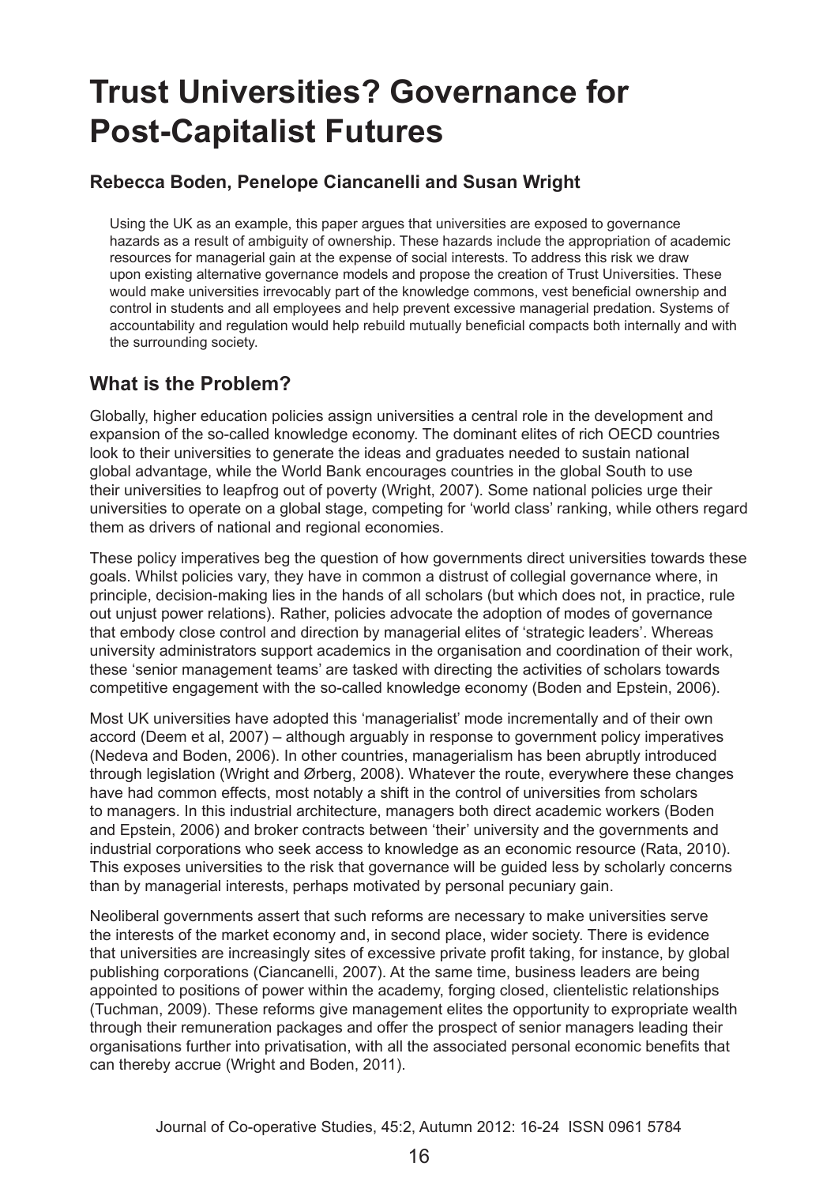# Trust Universities? Governance for Post-Capitalist Futures

### Rebecca Boden, Penelope Ciancanelli and Susan Wright

Using the UK as an example, this paper argues that universities are exposed to governance hazards as a result of ambiguity of ownership. These hazards include the appropriation of academic resources for managerial gain at the expense of social interests. To address this risk we draw upon existing alternative governance models and propose the creation of Trust Universities. These would make universities irrevocably part of the knowledge commons, vest beneficial ownership and control in students and all employees and help prevent excessive managerial predation. Systems of accountability and regulation would help rebuild mutually beneficial compacts both internally and with the surrounding society.

## What is the Problem?

Globally, higher education policies assign universities a central role in the development and expansion of the so-called knowledge economy. The dominant elites of rich OECD countries look to their universities to generate the ideas and graduates needed to sustain national global advantage, while the World Bank encourages countries in the global South to use their universities to leapfrog out of poverty (Wright, 2007). Some national policies urge their universities to operate on a global stage, competing for 'world class' ranking, while others regard them as drivers of national and regional economies.

These policy imperatives beg the question of how governments direct universities towards these goals. Whilst policies vary, they have in common a distrust of collegial governance where, in principle, decision-making lies in the hands of all scholars (but which does not, in practice, rule out unjust power relations). Rather, policies advocate the adoption of modes of governance that embody close control and direction by managerial elites of 'strategic leaders'. Whereas university administrators support academics in the organisation and coordination of their work, these 'senior management teams' are tasked with directing the activities of scholars towards competitive engagement with the so-called knowledge economy (Boden and Epstein, 2006).

Most UK universities have adopted this 'managerialist' mode incrementally and of their own accord (Deem et al, 2007) – although arguably in response to government policy imperatives (Nedeva and Boden, 2006). In other countries, managerialism has been abruptly introduced through legislation (Wright and Ørberg, 2008). Whatever the route, everywhere these changes have had common effects, most notably a shift in the control of universities from scholars to managers. In this industrial architecture, managers both direct academic workers (Boden and Epstein, 2006) and broker contracts between 'their' university and the governments and industrial corporations who seek access to knowledge as an economic resource (Rata, 2010). This exposes universities to the risk that governance will be guided less by scholarly concerns than by managerial interests, perhaps motivated by personal pecuniary gain.

Neoliberal governments assert that such reforms are necessary to make universities serve the interests of the market economy and, in second place, wider society. There is evidence that universities are increasingly sites of excessive private profit taking, for instance, by global publishing corporations (Ciancanelli, 2007). At the same time, business leaders are being appointed to positions of power within the academy, forging closed, clientelistic relationships (Tuchman, 2009). These reforms give management elites the opportunity to expropriate wealth through their remuneration packages and offer the prospect of senior managers leading their organisations further into privatisation, with all the associated personal economic benefits that can thereby accrue (Wright and Boden, 2011).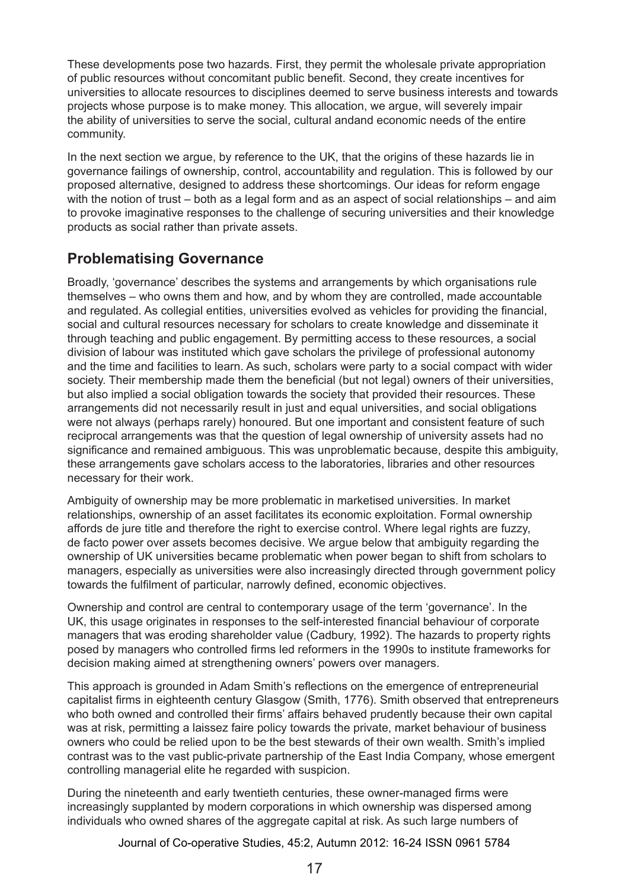These developments pose two hazards. First, they permit the wholesale private appropriation of public resources without concomitant public benefit. Second, they create incentives for universities to allocate resources to disciplines deemed to serve business interests and towards projects whose purpose is to make money. This allocation, we argue, will severely impair the ability of universities to serve the social, cultural andand economic needs of the entire community.

In the next section we argue, by reference to the UK, that the origins of these hazards lie in governance failings of ownership, control, accountability and regulation. This is followed by our proposed alternative, designed to address these shortcomings. Our ideas for reform engage with the notion of trust – both as a legal form and as an aspect of social relationships – and aim to provoke imaginative responses to the challenge of securing universities and their knowledge products as social rather than private assets.

## Problematising Governance

Broadly, 'governance' describes the systems and arrangements by which organisations rule themselves – who owns them and how, and by whom they are controlled, made accountable and regulated. As collegial entities, universities evolved as vehicles for providing the financial, social and cultural resources necessary for scholars to create knowledge and disseminate it through teaching and public engagement. By permitting access to these resources, a social division of labour was instituted which gave scholars the privilege of professional autonomy and the time and facilities to learn. As such, scholars were party to a social compact with wider society. Their membership made them the beneficial (but not legal) owners of their universities, but also implied a social obligation towards the society that provided their resources. These arrangements did not necessarily result in just and equal universities, and social obligations were not always (perhaps rarely) honoured. But one important and consistent feature of such reciprocal arrangements was that the question of legal ownership of university assets had no significance and remained ambiguous. This was unproblematic because, despite this ambiguity, these arrangements gave scholars access to the laboratories, libraries and other resources necessary for their work.

Ambiguity of ownership may be more problematic in marketised universities. In market relationships, ownership of an asset facilitates its economic exploitation. Formal ownership affords de jure title and therefore the right to exercise control. Where legal rights are fuzzy, de facto power over assets becomes decisive. We argue below that ambiguity regarding the ownership of UK universities became problematic when power began to shift from scholars to managers, especially as universities were also increasingly directed through government policy towards the fulfilment of particular, narrowly defined, economic objectives.

Ownership and control are central to contemporary usage of the term 'governance'. In the UK, this usage originates in responses to the self-interested financial behaviour of corporate managers that was eroding shareholder value (Cadbury, 1992). The hazards to property rights posed by managers who controlled firms led reformers in the 1990s to institute frameworks for decision making aimed at strengthening owners' powers over managers.

This approach is grounded in Adam Smith's reflections on the emergence of entrepreneurial capitalist firms in eighteenth century Glasgow (Smith, 1776). Smith observed that entrepreneurs who both owned and controlled their firms' affairs behaved prudently because their own capital was at risk, permitting a laissez faire policy towards the private, market behaviour of business owners who could be relied upon to be the best stewards of their own wealth. Smith's implied contrast was to the vast public-private partnership of the East India Company, whose emergent controlling managerial elite he regarded with suspicion.

During the nineteenth and early twentieth centuries, these owner-managed firms were increasingly supplanted by modern corporations in which ownership was dispersed among individuals who owned shares of the aggregate capital at risk. As such large numbers of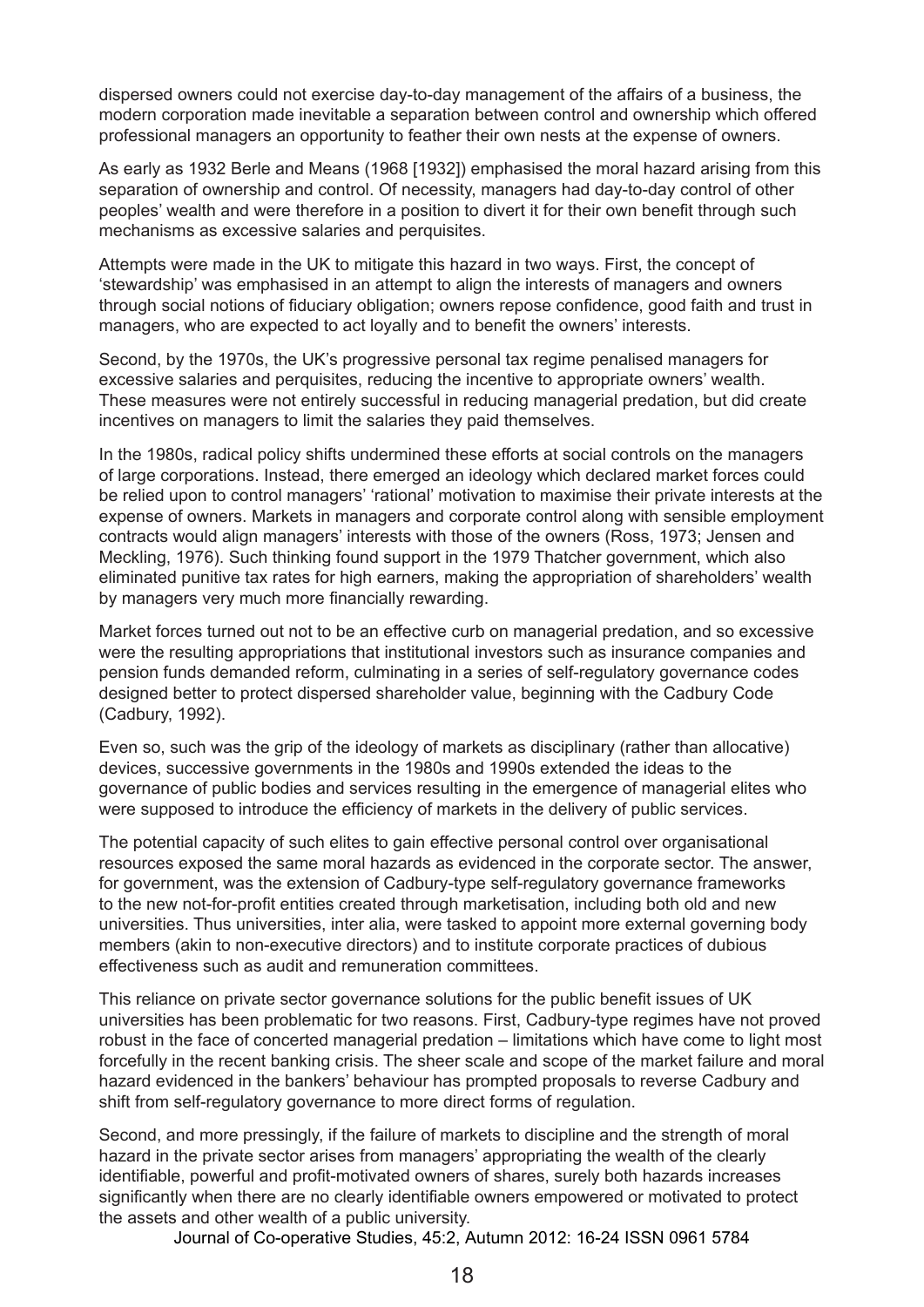dispersed owners could not exercise day-to-day management of the affairs of a business, the modern corporation made inevitable a separation between control and ownership which offered professional managers an opportunity to feather their own nests at the expense of owners.

As early as 1932 Berle and Means (1968 [1932]) emphasised the moral hazard arising from this separation of ownership and control. Of necessity, managers had day-to-day control of other peoples' wealth and were therefore in a position to divert it for their own benefit through such mechanisms as excessive salaries and perquisites.

Attempts were made in the UK to mitigate this hazard in two ways. First, the concept of 'stewardship' was emphasised in an attempt to align the interests of managers and owners through social notions of fiduciary obligation; owners repose confidence, good faith and trust in managers, who are expected to act loyally and to benefit the owners' interests.

Second, by the 1970s, the UK's progressive personal tax regime penalised managers for excessive salaries and perquisites, reducing the incentive to appropriate owners' wealth. These measures were not entirely successful in reducing managerial predation, but did create incentives on managers to limit the salaries they paid themselves.

In the 1980s, radical policy shifts undermined these efforts at social controls on the managers of large corporations. Instead, there emerged an ideology which declared market forces could be relied upon to control managers' 'rational' motivation to maximise their private interests at the expense of owners. Markets in managers and corporate control along with sensible employment contracts would align managers' interests with those of the owners (Ross, 1973; Jensen and Meckling, 1976). Such thinking found support in the 1979 Thatcher government, which also eliminated punitive tax rates for high earners, making the appropriation of shareholders' wealth by managers very much more financially rewarding.

Market forces turned out not to be an effective curb on managerial predation, and so excessive were the resulting appropriations that institutional investors such as insurance companies and pension funds demanded reform, culminating in a series of self-regulatory governance codes designed better to protect dispersed shareholder value, beginning with the Cadbury Code (Cadbury, 1992).

Even so, such was the grip of the ideology of markets as disciplinary (rather than allocative) devices, successive governments in the 1980s and 1990s extended the ideas to the governance of public bodies and services resulting in the emergence of managerial elites who were supposed to introduce the efficiency of markets in the delivery of public services.

The potential capacity of such elites to gain effective personal control over organisational resources exposed the same moral hazards as evidenced in the corporate sector. The answer, for government, was the extension of Cadbury-type self-regulatory governance frameworks to the new not-for-profit entities created through marketisation, including both old and new universities. Thus universities, inter alia, were tasked to appoint more external governing body members (akin to non-executive directors) and to institute corporate practices of dubious effectiveness such as audit and remuneration committees.

This reliance on private sector governance solutions for the public benefit issues of UK universities has been problematic for two reasons. First, Cadbury-type regimes have not proved robust in the face of concerted managerial predation – limitations which have come to light most forcefully in the recent banking crisis. The sheer scale and scope of the market failure and moral hazard evidenced in the bankers' behaviour has prompted proposals to reverse Cadbury and shift from self-regulatory governance to more direct forms of regulation.

Second, and more pressingly, if the failure of markets to discipline and the strength of moral hazard in the private sector arises from managers' appropriating the wealth of the clearly identifiable, powerful and profit-motivated owners of shares, surely both hazards increases significantly when there are no clearly identifiable owners empowered or motivated to protect the assets and other wealth of a public university.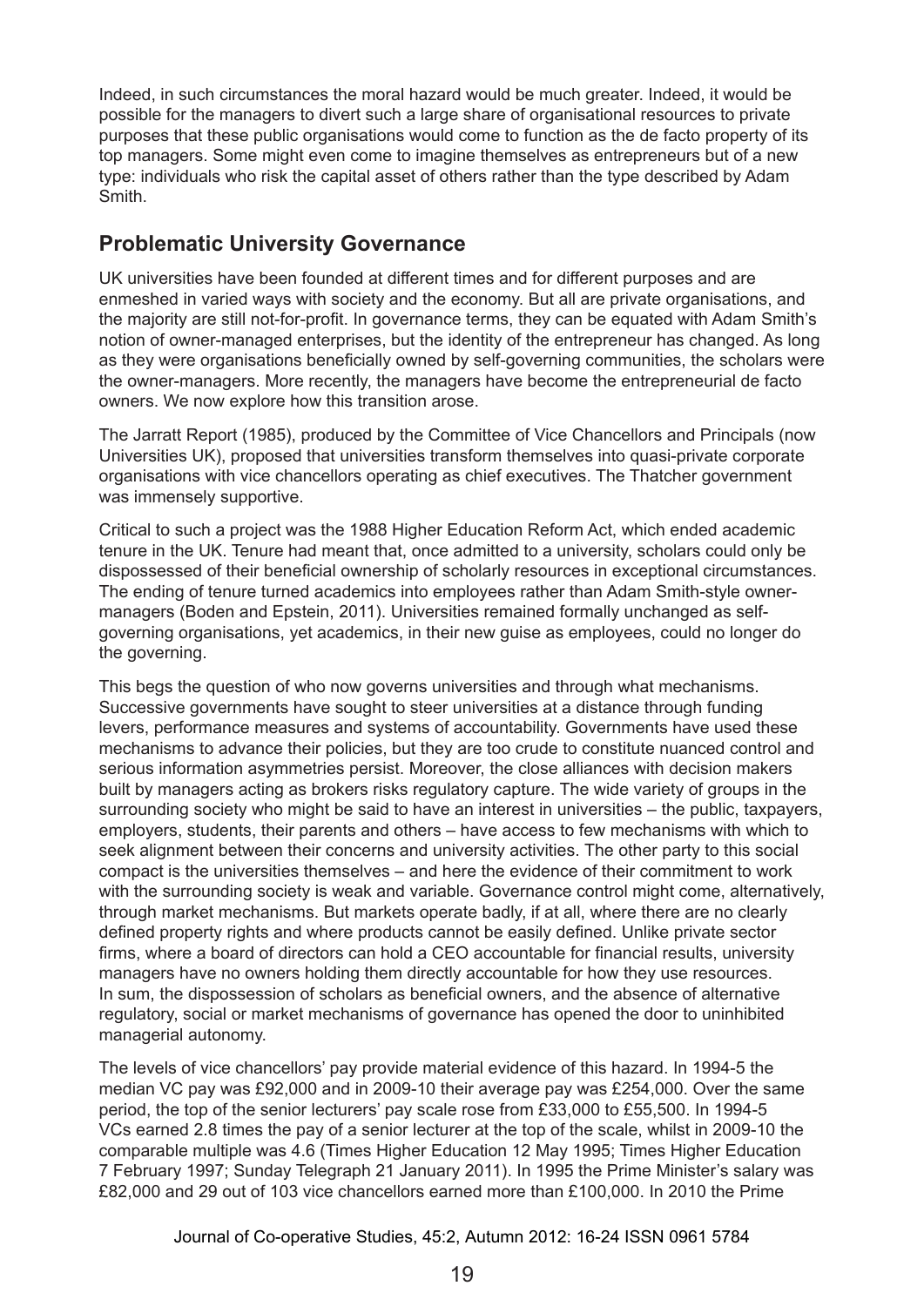Indeed, in such circumstances the moral hazard would be much greater. Indeed, it would be possible for the managers to divert such a large share of organisational resources to private purposes that these public organisations would come to function as the de facto property of its top managers. Some might even come to imagine themselves as entrepreneurs but of a new type: individuals who risk the capital asset of others rather than the type described by Adam Smith.

## Problematic University Governance

UK universities have been founded at different times and for different purposes and are enmeshed in varied ways with society and the economy. But all are private organisations, and the majority are still not-for-profit. In governance terms, they can be equated with Adam Smith's notion of owner-managed enterprises, but the identity of the entrepreneur has changed. As long as they were organisations beneficially owned by self-governing communities, the scholars were the owner-managers. More recently, the managers have become the entrepreneurial de facto owners. We now explore how this transition arose.

The Jarratt Report (1985), produced by the Committee of Vice Chancellors and Principals (now Universities UK), proposed that universities transform themselves into quasi-private corporate organisations with vice chancellors operating as chief executives. The Thatcher government was immensely supportive.

Critical to such a project was the 1988 Higher Education Reform Act, which ended academic tenure in the UK. Tenure had meant that, once admitted to a university, scholars could only be dispossessed of their beneficial ownership of scholarly resources in exceptional circumstances. The ending of tenure turned academics into employees rather than Adam Smith-style owner-managers (Boden and Epstein, 2011). Universities remained formally unchanged as self-governing organisations, yet academics, in their new guise as employees, could no longer do the governing.

This begs the question of who now governs universities and through what mechanisms. Successive governments have sought to steer universities at a distance through funding levers, performance measures and systems of accountability. Governments have used these mechanisms to advance their policies, but they are too crude to constitute nuanced control and serious information asymmetries persist. Moreover, the close alliances with decision makers built by managers acting as brokers risks regulatory capture. The wide variety of groups in the surrounding society who might be said to have an interest in universities – the public, taxpayers, employers, students, their parents and others – have access to few mechanisms with which to seek alignment between their concerns and university activities. The other party to this social compact is the universities themselves – and here the evidence of their commitment to work with the surrounding society is weak and variable. Governance control might come, alternatively, through market mechanisms. But markets operate badly, if at all, where there are no clearly defined property rights and where products cannot be easily defined. Unlike private sector firms, where a board of directors can hold a CEO accountable for financial results, university managers have no owners holding them directly accountable for how they use resources. In sum, the dispossession of scholars as beneficial owners, and the absence of alternative regulatory, social or market mechanisms of governance has opened the door to uninhibited managerial autonomy.

The levels of vice chancellors' pay provide material evidence of this hazard. In 1994-5 the median VC pay was £92,000 and in 2009-10 their average pay was £254,000. Over the same period, the top of the senior lecturers' pay scale rose from £33,000 to £55,500. In 1994-5 VCs earned 2.8 times the pay of a senior lecturer at the top of the scale, whilst in 2009-10 the comparable multiple was 4.6 (Times Higher Education 12 May 1995; Times Higher Education 7 February 1997; Sunday Telegraph 21 January 2011). In 1995 the Prime Minister's salary was £82,000 and 29 out of 103 vice chancellors earned more than £100,000. In 2010 the Prime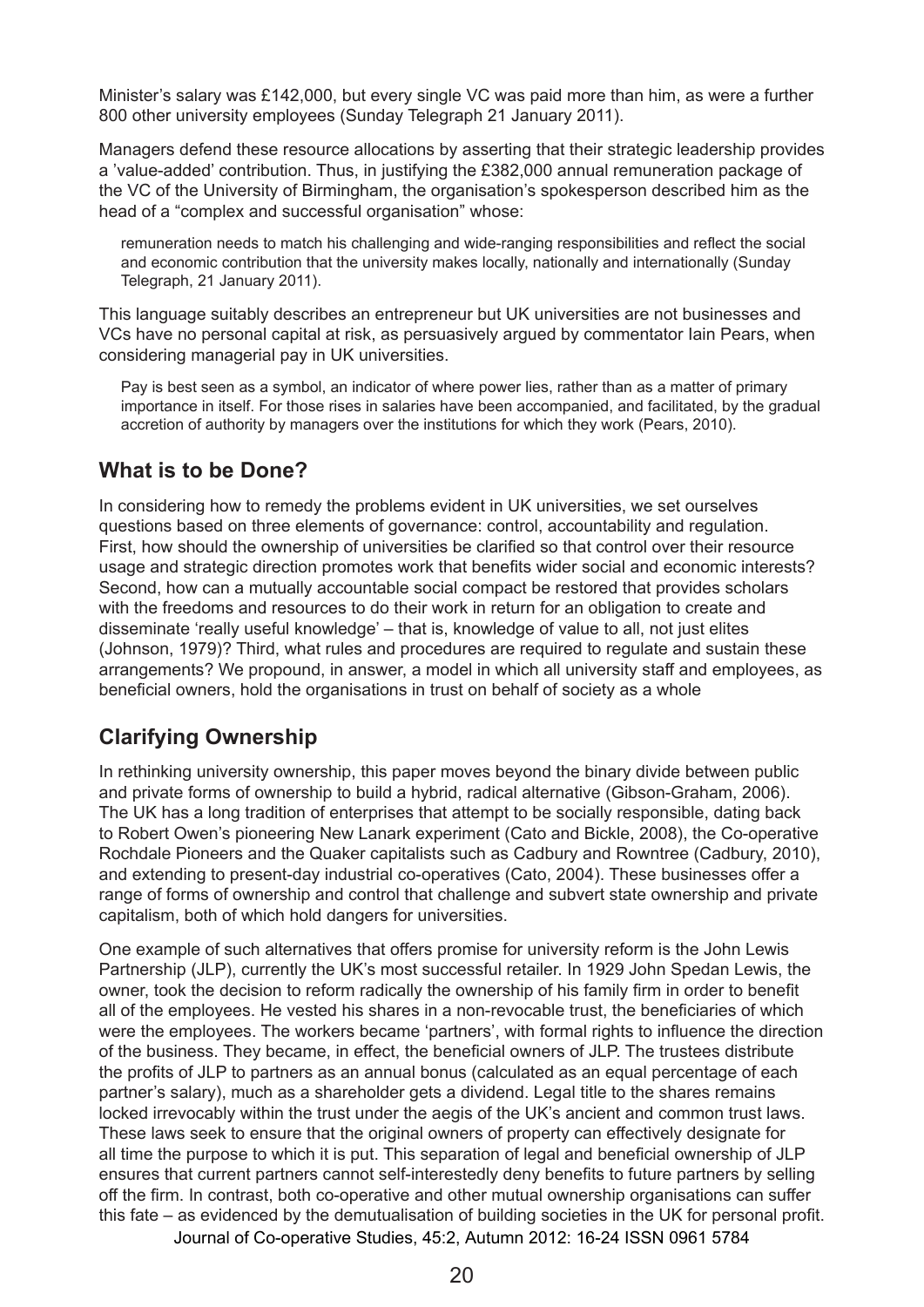Minister's salary was £142,000, but every single VC was paid more than him, as were a further 800 other university employees (Sunday Telegraph 21 January 2011).

Managers defend these resource allocations by asserting that their strategic leadership provides a 'value-added' contribution. Thus, in justifying the £382,000 annual remuneration package of the VC of the University of Birmingham, the organisation's spokesperson described him as the head of a "complex and successful organisation" whose:

> remuneration needs to match his challenging and wide-ranging responsibilities and reflect the social and economic contribution that the university makes locally, nationally and internationally (Sunday Telegraph, 21 January 2011).

This language suitably describes an entrepreneur but UK universities are not businesses and VCs have no personal capital at risk, as persuasively argued by commentator Iain Pears, when considering managerial pay in UK universities.

> Pay is best seen as a symbol, an indicator of where power lies, rather than as a matter of primary importance in itself. For those rises in salaries have been accompanied, and facilitated, by the gradual accretion of authority by managers over the institutions for which they work (Pears, 2010).

## What is to be Done?

In considering how to remedy the problems evident in UK universities, we set ourselves questions based on three elements of governance: control, accountability and regulation. First, how should the ownership of universities be clarified so that control over their resource usage and strategic direction promotes work that benefits wider social and economic interests? Second, how can a mutually accountable social compact be restored that provides scholars with the freedoms and resources to do their work in return for an obligation to create and disseminate 'really useful knowledge' – that is, knowledge of value to all, not just elites (Johnson, 1979)? Third, what rules and procedures are required to regulate and sustain these arrangements? We propound, in answer, a model in which all university staff and employees, as beneficial owners, hold the organisations in trust on behalf of society as a whole

## Clarifying Ownership

In rethinking university ownership, this paper moves beyond the binary divide between public and private forms of ownership to build a hybrid, radical alternative (Gibson-Graham, 2006). The UK has a long tradition of enterprises that attempt to be socially responsible, dating back to Robert Owen's pioneering New Lanark experiment (Cato and Bickle, 2008), the Co-operative Rochdale Pioneers and the Quaker capitalists such as Cadbury and Rowntree (Cadbury, 2010), and extending to present-day industrial co-operatives (Cato, 2004). These businesses offer a range of forms of ownership and control that challenge and subvert state ownership and private capitalism, both of which hold dangers for universities.

One example of such alternatives that offers promise for university reform is the John Lewis Partnership (JLP), currently the UK's most successful retailer. In 1929 John Spedan Lewis, the owner, took the decision to reform radically the ownership of his family firm in order to benefit all of the employees. He vested his shares in a non-revocable trust, the beneficiaries of which were the employees. The workers became 'partners', with formal rights to influence the direction of the business. They became, in effect, the beneficial owners of JLP. The trustees distribute the profits of JLP to partners as an annual bonus (calculated as an equal percentage of each partner's salary), much as a shareholder gets a dividend. Legal title to the shares remains locked irrevocably within the trust under the aegis of the UK's ancient and common trust laws. These laws seek to ensure that the original owners of property can effectively designate for all time the purpose to which it is put. This separation of legal and beneficial ownership of JLP ensures that current partners cannot self-interestedly deny benefits to future partners by selling off the firm. In contrast, both co-operative and other mutual ownership organisations can suffer this fate – as evidenced by the demutualisation of building societies in the UK for personal profit.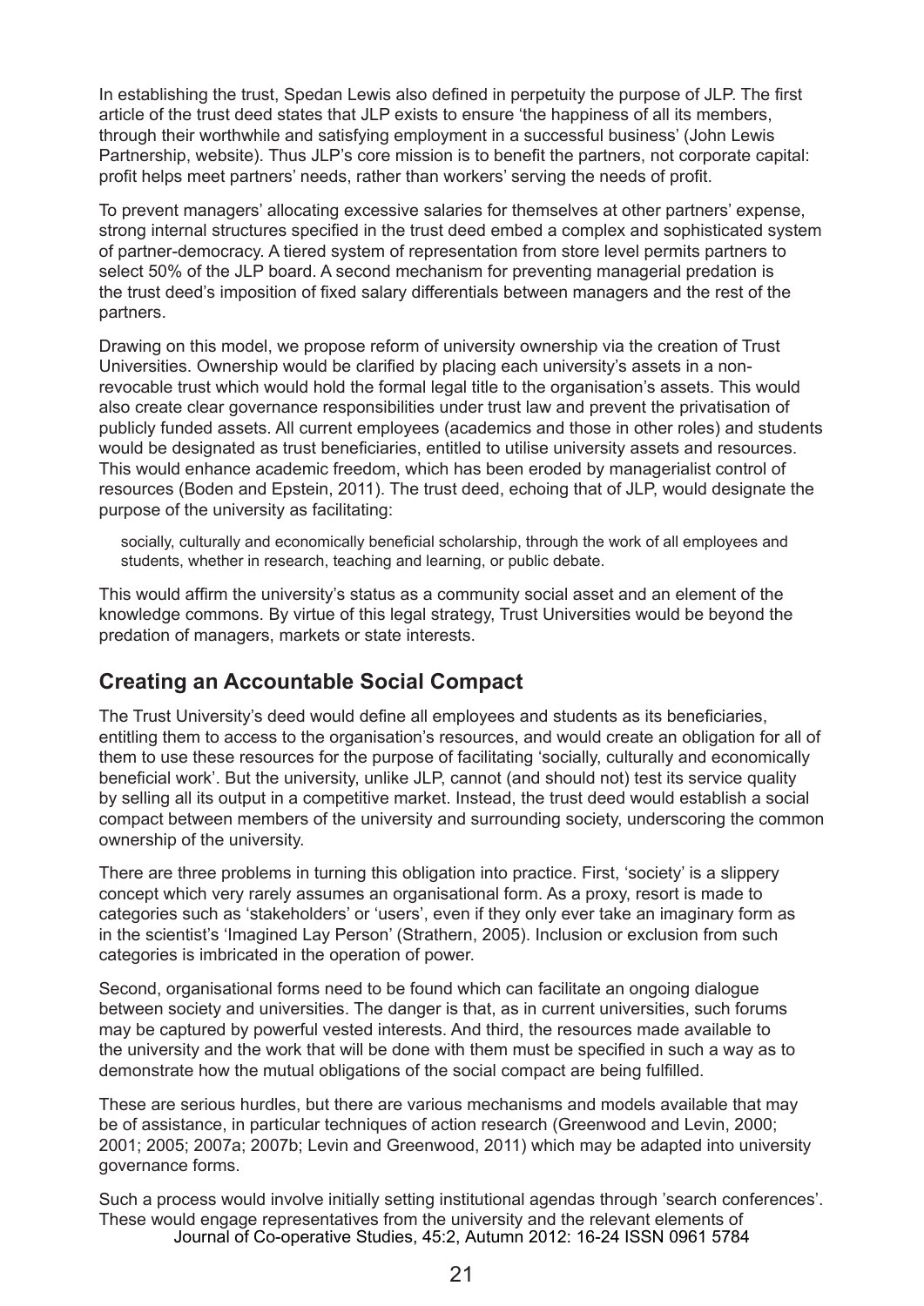In establishing the trust, Spedan Lewis also defined in perpetuity the purpose of JLP. The first article of the trust deed states that JLP exists to ensure 'the happiness of all its members, through their worthwhile and satisfying employment in a successful business' (John Lewis Partnership, website). Thus JLP's core mission is to benefit the partners, not corporate capital: profit helps meet partners' needs, rather than workers' serving the needs of profit.

To prevent managers' allocating excessive salaries for themselves at other partners' expense, strong internal structures specified in the trust deed embed a complex and sophisticated system of partner-democracy. A tiered system of representation from store level permits partners to select 50% of the JLP board. A second mechanism for preventing managerial predation is the trust deed's imposition of fixed salary differentials between managers and the rest of the partners.

Drawing on this model, we propose reform of university ownership via the creation of Trust Universities. Ownership would be clarified by placing each university's assets in a non-revocable trust which would hold the formal legal title to the organisation's assets. This would also create clear governance responsibilities under trust law and prevent the privatisation of publicly funded assets. All current employees (academics and those in other roles) and students would be designated as trust beneficiaries, entitled to utilise university assets and resources. This would enhance academic freedom, which has been eroded by managerialist control of resources (Boden and Epstein, 2011). The trust deed, echoing that of JLP, would designate the purpose of the university as facilitating:

> socially, culturally and economically beneficial scholarship, through the work of all employees and students, whether in research, teaching and learning, or public debate.

This would affirm the university's status as a community social asset and an element of the knowledge commons. By virtue of this legal strategy, Trust Universities would be beyond the predation of managers, markets or state interests.

## Creating an Accountable Social Compact

The Trust University's deed would define all employees and students as its beneficiaries, entitling them to access to the organisation's resources, and would create an obligation for all of them to use these resources for the purpose of facilitating 'socially, culturally and economically beneficial work'. But the university, unlike JLP, cannot (and should not) test its service quality by selling all its output in a competitive market. Instead, the trust deed would establish a social compact between members of the university and surrounding society, underscoring the common ownership of the university.

There are three problems in turning this obligation into practice. First, 'society' is a slippery concept which very rarely assumes an organisational form. As a proxy, resort is made to categories such as 'stakeholders' or 'users', even if they only ever take an imaginary form as in the scientist's 'Imagined Lay Person' (Strathern, 2005). Inclusion or exclusion from such categories is imbricated in the operation of power.

Second, organisational forms need to be found which can facilitate an ongoing dialogue between society and universities. The danger is that, as in current universities, such forums may be captured by powerful vested interests. And third, the resources made available to the university and the work that will be done with them must be specified in such a way as to demonstrate how the mutual obligations of the social compact are being fulfilled.

These are serious hurdles, but there are various mechanisms and models available that may be of assistance, in particular techniques of action research (Greenwood and Levin, 2000; 2001; 2005; 2007a; 2007b; Levin and Greenwood, 2011) which may be adapted into university governance forms.

Such a process would involve initially setting institutional agendas through 'search conferences'. These would engage representatives from the university and the relevant elements of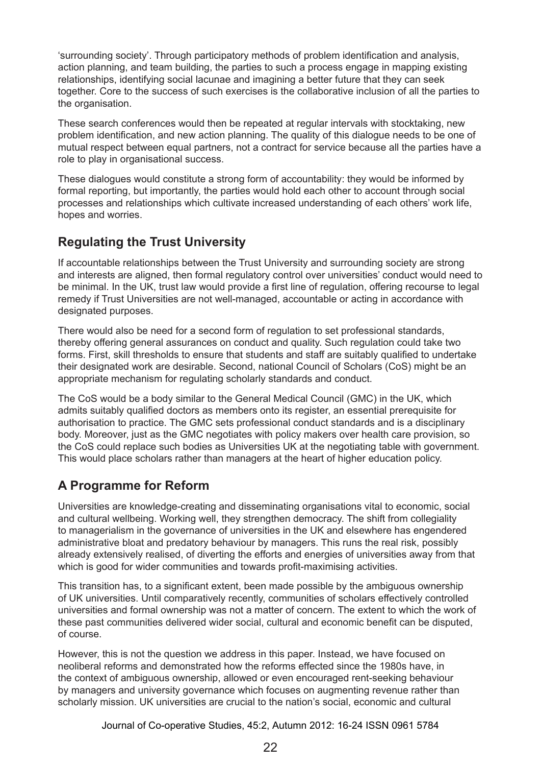'surrounding society'. Through participatory methods of problem identification and analysis, action planning, and team building, the parties to such a process engage in mapping existing relationships, identifying social lacunae and imagining a better future that they can seek together. Core to the success of such exercises is the collaborative inclusion of all the parties to the organisation.

These search conferences would then be repeated at regular intervals with stocktaking, new problem identification, and new action planning. The quality of this dialogue needs to be one of mutual respect between equal partners, not a contract for service because all the parties have a role to play in organisational success.

These dialogues would constitute a strong form of accountability: they would be informed by formal reporting, but importantly, the parties would hold each other to account through social processes and relationships which cultivate increased understanding of each others' work life, hopes and worries.

## Regulating the Trust University

If accountable relationships between the Trust University and surrounding society are strong and interests are aligned, then formal regulatory control over universities' conduct would need to be minimal. In the UK, trust law would provide a first line of regulation, offering recourse to legal remedy if Trust Universities are not well-managed, accountable or acting in accordance with designated purposes.

There would also be need for a second form of regulation to set professional standards, thereby offering general assurances on conduct and quality. Such regulation could take two forms. First, skill thresholds to ensure that students and staff are suitably qualified to undertake their designated work are desirable. Second, national Council of Scholars (CoS) might be an appropriate mechanism for regulating scholarly standards and conduct.

The CoS would be a body similar to the General Medical Council (GMC) in the UK, which admits suitably qualified doctors as members onto its register, an essential prerequisite for authorisation to practice. The GMC sets professional conduct standards and is a disciplinary body. Moreover, just as the GMC negotiates with policy makers over health care provision, so the CoS could replace such bodies as Universities UK at the negotiating table with government. This would place scholars rather than managers at the heart of higher education policy.

## A Programme for Reform

Universities are knowledge-creating and disseminating organisations vital to economic, social and cultural wellbeing. Working well, they strengthen democracy. The shift from collegiality to managerialism in the governance of universities in the UK and elsewhere has engendered administrative bloat and predatory behaviour by managers. This runs the real risk, possibly already extensively realised, of diverting the efforts and energies of universities away from that which is good for wider communities and towards profit-maximising activities.

This transition has, to a significant extent, been made possible by the ambiguous ownership of UK universities. Until comparatively recently, communities of scholars effectively controlled universities and formal ownership was not a matter of concern. The extent to which the work of these past communities delivered wider social, cultural and economic benefit can be disputed, of course.

However, this is not the question we address in this paper. Instead, we have focused on neoliberal reforms and demonstrated how the reforms effected since the 1980s have, in the context of ambiguous ownership, allowed or even encouraged rent-seeking behaviour by managers and university governance which focuses on augmenting revenue rather than scholarly mission. UK universities are crucial to the nation's social, economic and cultural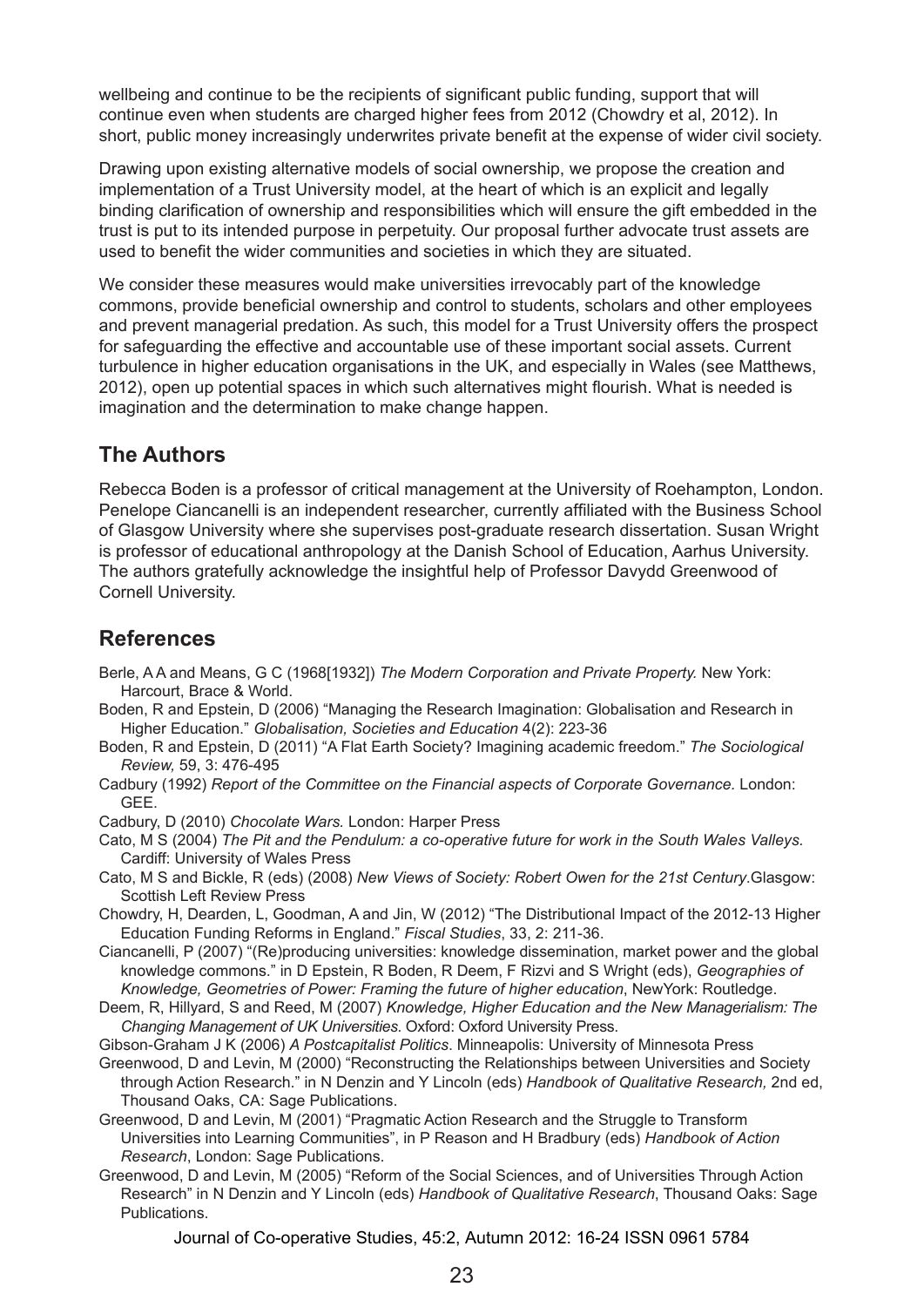wellbeing and continue to be the recipients of significant public funding, support that will continue even when students are charged higher fees from 2012 (Chowdry et al, 2012). In short, public money increasingly underwrites private benefit at the expense of wider civil society.

Drawing upon existing alternative models of social ownership, we propose the creation and implementation of a Trust University model, at the heart of which is an explicit and legally binding clarification of ownership and responsibilities which will ensure the gift embedded in the trust is put to its intended purpose in perpetuity. Our proposal further advocate trust assets are used to benefit the wider communities and societies in which they are situated.

We consider these measures would make universities irrevocably part of the knowledge commons, provide beneficial ownership and control to students, scholars and other employees and prevent managerial predation. As such, this model for a Trust University offers the prospect for safeguarding the effective and accountable use of these important social assets. Current turbulence in higher education organisations in the UK, and especially in Wales (see Matthews, 2012), open up potential spaces in which such alternatives might flourish. What is needed is imagination and the determination to make change happen.

## The Authors

Rebecca Boden is a professor of critical management at the University of Roehampton, London. Penelope Ciancanelli is an independent researcher, currently affiliated with the Business School of Glasgow University where she supervises post-graduate research dissertation. Susan Wright is professor of educational anthropology at the Danish School of Education, Aarhus University. The authors gratefully acknowledge the insightful help of Professor Davydd Greenwood of Cornell University.

## References

Berle, A A and Means, G C (1968[1932]) *The Modern Corporation and Private Property.* New York: Harcourt, Brace & World.

Boden, R and Epstein, D (2006) "Managing the Research Imagination: Globalisation and Research in Higher Education." *Globalisation, Societies and Education* 4(2): 223-36

Boden, R and Epstein, D (2011) "A Flat Earth Society? Imagining academic freedom." *The Sociological Review,* 59, 3: 476-495

Cadbury (1992) *Report of the Committee on the Financial aspects of Corporate Governance.* London: GEE.

Cadbury, D (2010) *Chocolate Wars.* London: Harper Press

Cato, M S (2004) *The Pit and the Pendulum: a co-operative future for work in the South Wales Valleys.* Cardiff: University of Wales Press

Cato, M S and Bickle, R (eds) (2008) *New Views of Society: Robert Owen for the 21st Century*.Glasgow: Scottish Left Review Press

Chowdry, H, Dearden, L, Goodman, A and Jin, W (2012) "The Distributional Impact of the 2012-13 Higher Education Funding Reforms in England." *Fiscal Studies*, 33, 2: 211-36.

Ciancanelli, P (2007) "(Re)producing universities: knowledge dissemination, market power and the global knowledge commons." in D Epstein, R Boden, R Deem, F Rizvi and S Wright (eds), *Geographies of Knowledge, Geometries of Power: Framing the future of higher education*, NewYork: Routledge.

Deem, R, Hillyard, S and Reed, M (2007) *Knowledge, Higher Education and the New Managerialism: The Changing Management of UK Universities.* Oxford: Oxford University Press.

Gibson-Graham J K (2006) *A Postcapitalist Politics*. Minneapolis: University of Minnesota Press

Greenwood, D and Levin, M (2000) "Reconstructing the Relationships between Universities and Society through Action Research." in N Denzin and Y Lincoln (eds) *Handbook of Qualitative Research,* 2nd ed, Thousand Oaks, CA: Sage Publications.

Greenwood, D and Levin, M (2001) "Pragmatic Action Research and the Struggle to Transform Universities into Learning Communities", in P Reason and H Bradbury (eds) *Handbook of Action Research*, London: Sage Publications.

Greenwood, D and Levin, M (2005) "Reform of the Social Sciences, and of Universities Through Action Research" in N Denzin and Y Lincoln (eds) *Handbook of Qualitative Research*, Thousand Oaks: Sage Publications.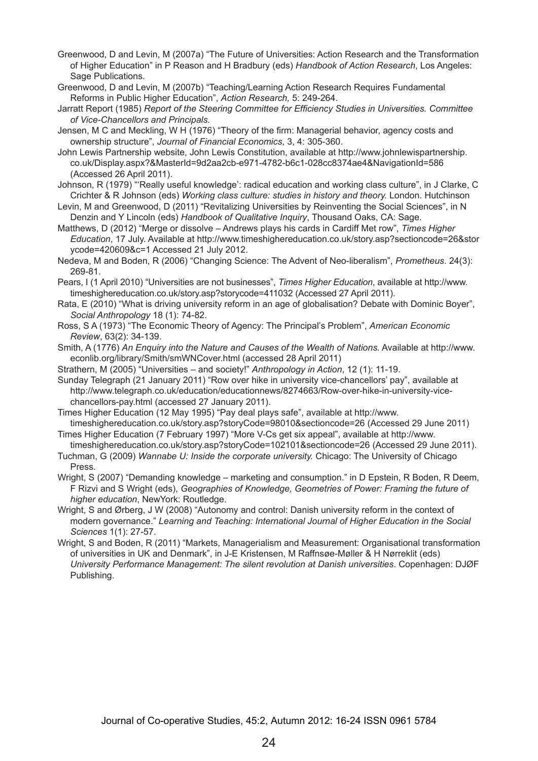Greenwood, D and Levin, M (2007a) "The Future of Universities: Action Research and the Transformation of Higher Education" in P Reason and H Bradbury (eds) *Handbook of Action Research*, Los Angeles: Sage Publications.

Greenwood, D and Levin, M (2007b) "Teaching/Learning Action Research Requires Fundamental Reforms in Public Higher Education", *Action Research,* 5: 249-264.

Jarratt Report (1985) *Report of the Steering Committee for Efficiency Studies in Universities. Committee of Vice-Chancellors and Principals.*

Jensen, M C and Meckling, W H (1976) "Theory of the firm: Managerial behavior, agency costs and ownership structure", *Journal of Financial Economics*, 3, 4: 305-360.

John Lewis Partnership website, John Lewis Constitution, available at http://www.johnlewispartnership.co.uk/Display.aspx?&MasterId=9d2aa2cb-e971-4782-b6c1-028cc8374ae4&NavigationId=586 (Accessed 26 April 2011).

Johnson, R (1979) "'Really useful knowledge': radical education and working class culture", in J Clarke, C Crichter & R Johnson (eds) *Working class culture: studies in history and theory.* London. Hutchinson

Levin, M and Greenwood, D (2011) "Revitalizing Universities by Reinventing the Social Sciences", in N Denzin and Y Lincoln (eds) *Handbook of Qualitative Inquiry*, Thousand Oaks, CA: Sage.

Matthews, D (2012) "Merge or dissolve – Andrews plays his cards in Cardiff Met row", *Times Higher Education*, 17 July. Available at http://www.timeshighereducation.co.uk/story.asp?sectioncode=26&storycode=420609&c=1 Accessed 21 July 2012.

Nedeva, M and Boden, R (2006) "Changing Science: The Advent of Neo-liberalism", *Prometheus*. 24(3): 269-81.

Pears, I (1 April 2010) "Universities are not businesses", *Times Higher Education*, available at http://www.timeshighereducation.co.uk/story.asp?storycode=411032 (Accessed 27 April 2011).

Rata, E (2010) "What is driving university reform in an age of globalisation? Debate with Dominic Boyer", *Social Anthropology* 18 (1): 74-82.

Ross, S A (1973) "The Economic Theory of Agency: The Principal's Problem", *American Economic Review*, 63(2): 34-139.

Smith, A (1776) *An Enquiry into the Nature and Causes of the Wealth of Nations*. Available at http://www.econlib.org/library/Smith/smWNCover.html (accessed 28 April 2011)

Strathern, M (2005) "Universities – and society!" *Anthropology in Action*, 12 (1): 11-19.

Sunday Telegraph (21 January 2011) "Row over hike in university vice-chancellors' pay", available at http://www.telegraph.co.uk/education/educationnews/8274663/Row-over-hike-in-university-vice-chancellors-pay.html (accessed 27 January 2011).

Times Higher Education (12 May 1995) "Pay deal plays safe", available at http://www.timeshighereducation.co.uk/story.asp?storyCode=98010&sectioncode=26 (Accessed 29 June 2011)

Times Higher Education (7 February 1997) "More V-Cs get six appeal", available at http://www.timeshighereducation.co.uk/story.asp?storyCode=102101&sectioncode=26 (Accessed 29 June 2011).

Tuchman, G (2009) *Wannabe U: Inside the corporate university.* Chicago: The University of Chicago Press.

Wright, S (2007) "Demanding knowledge – marketing and consumption." in D Epstein, R Boden, R Deem, F Rizvi and S Wright (eds), *Geographies of Knowledge, Geometries of Power: Framing the future of higher education*, NewYork: Routledge.

Wright, S and Ørberg, J W (2008) "Autonomy and control: Danish university reform in the context of modern governance." *Learning and Teaching: International Journal of Higher Education in the Social Sciences* 1(1): 27-57.

Wright, S and Boden, R (2011) "Markets, Managerialism and Measurement: Organisational transformation of universities in UK and Denmark", in J-E Kristensen, M Raffnsøe-Møller & H Nørreklit (eds) *University Performance Management: The silent revolution at Danish universities*. Copenhagen: DJØF Publishing.